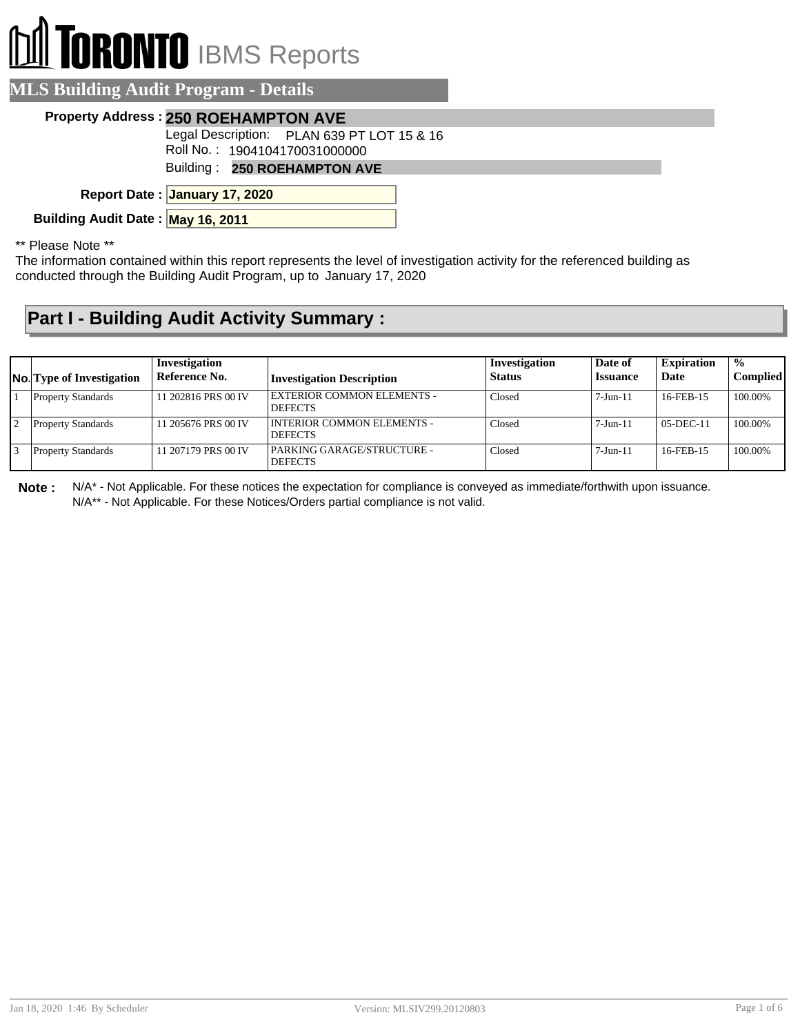# TORONTO IBMS Reports

## MLS Building Audit Program - Details

**Property Address :** **250 ROEHAMPTON AVE**

Legal Description: PLAN 639 PT LOT 15 & 16

Roll No. : 1904104170031000000

Building : **250 ROEHAMPTON AVE**

**Report Date :** **January 17, 2020**

**Building Audit Date :** **May 16, 2011**

** Please Note **

The information contained within this report represents the level of investigation activity for the referenced building as conducted through the Building Audit Program, up to January 17, 2020

## Part I - Building Audit Activity Summary :

| No. | Type of Investigation | Investigation Reference No. | Investigation Description | Investigation Status | Date of Issuance | Expiration Date | % Complied |
|---|---|---|---|---|---|---|---|
| 1 | Property Standards | 11 202816 PRS 00 IV | EXTERIOR COMMON ELEMENTS - DEFECTS | Closed | 7-Jun-11 | 16-FEB-15 | 100.00% |
| 2 | Property Standards | 11 205676 PRS 00 IV | INTERIOR COMMON ELEMENTS - DEFECTS | Closed | 7-Jun-11 | 05-DEC-11 | 100.00% |
| 3 | Property Standards | 11 207179 PRS 00 IV | PARKING GARAGE/STRUCTURE - DEFECTS | Closed | 7-Jun-11 | 16-FEB-15 | 100.00% |

**Note :** N/A* - Not Applicable. For these notices the expectation for compliance is conveyed as immediate/forthwith upon issuance.
N/A** - Not Applicable. For these Notices/Orders partial compliance is not valid.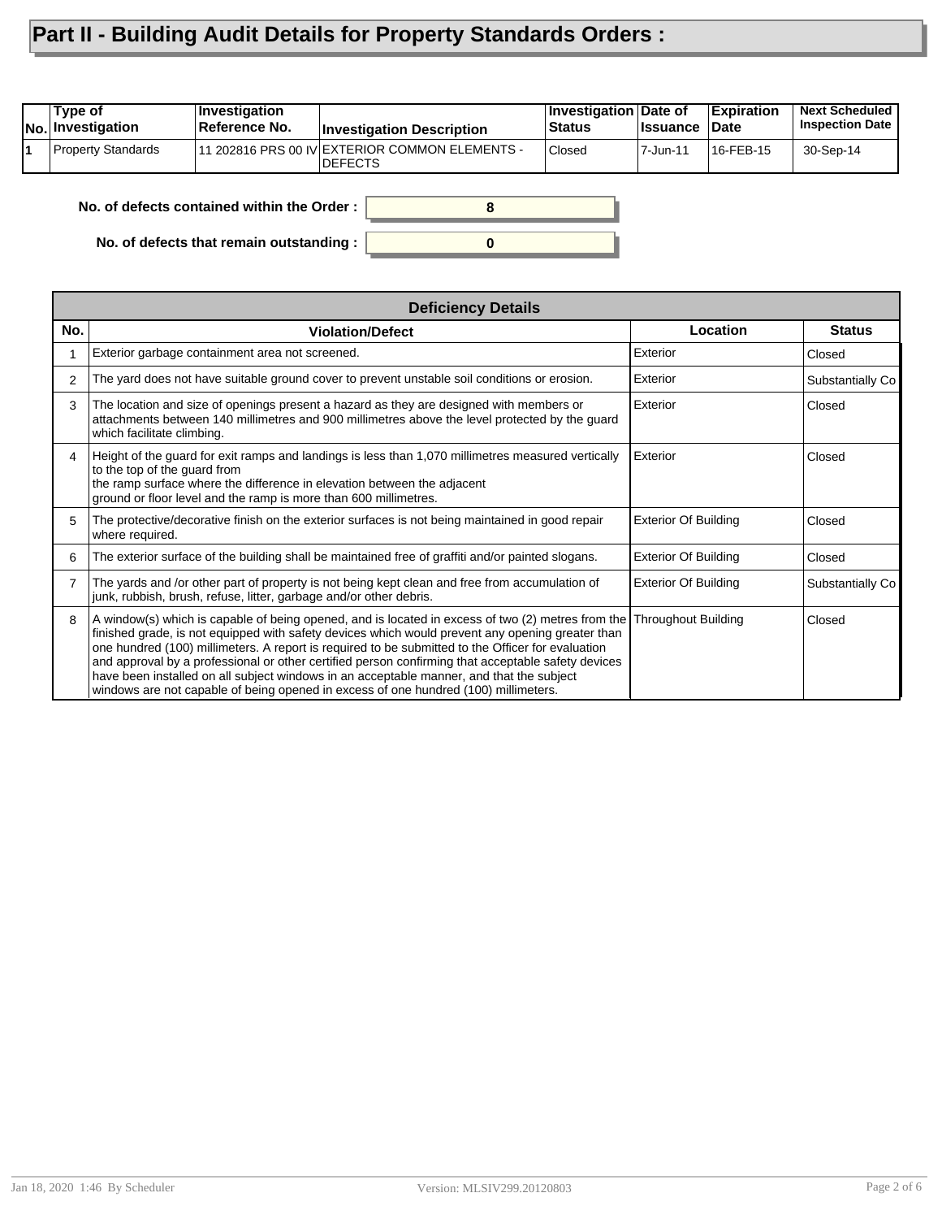# Part II - Building Audit Details for Property Standards Orders :

| No. | Type of Investigation | Investigation Reference No. | Investigation Description | Investigation Status | Date of Issuance | Expiration Date | Next Scheduled Inspection Date |
|---|---|---|---|---|---|---|---|
| 1 | Property Standards | 11 202816 PRS 00 IV | EXTERIOR COMMON ELEMENTS - DEFECTS | Closed | 7-Jun-11 | 16-FEB-15 | 30-Sep-14 |

**No. of defects contained within the Order :** 8

**No. of defects that remain outstanding :** 0

**Deficiency Details**

| No. | Violation/Defect | Location | Status |
|---|---|---|---|
| 1 | Exterior garbage containment area not screened. | Exterior | Closed |
| 2 | The yard does not have suitable ground cover to prevent unstable soil conditions or erosion. | Exterior | Substantially Co |
| 3 | The location and size of openings present a hazard as they are designed with members or attachments between 140 millimetres and 900 millimetres above the level protected by the guard which facilitate climbing. | Exterior | Closed |
| 4 | Height of the guard for exit ramps and landings is less than 1,070 millimetres measured vertically to the top of the guard from the ramp surface where the difference in elevation between the adjacent ground or floor level and the ramp is more than 600 millimetres. | Exterior | Closed |
| 5 | The protective/decorative finish on the exterior surfaces is not being maintained in good repair where required. | Exterior Of Building | Closed |
| 6 | The exterior surface of the building shall be maintained free of graffiti and/or painted slogans. | Exterior Of Building | Closed |
| 7 | The yards and /or other part of property is not being kept clean and free from accumulation of junk, rubbish, brush, refuse, litter, garbage and/or other debris. | Exterior Of Building | Substantially Co |
| 8 | A window(s) which is capable of being opened, and is located in excess of two (2) metres from the finished grade, is not equipped with safety devices which would prevent any opening greater than one hundred (100) millimeters. A report is required to be submitted to the Officer for evaluation and approval by a professional or other certified person confirming that acceptable safety devices have been installed on all subject windows in an acceptable manner, and that the subject windows are not capable of being opened in excess of one hundred (100) millimeters. | Throughout Building | Closed |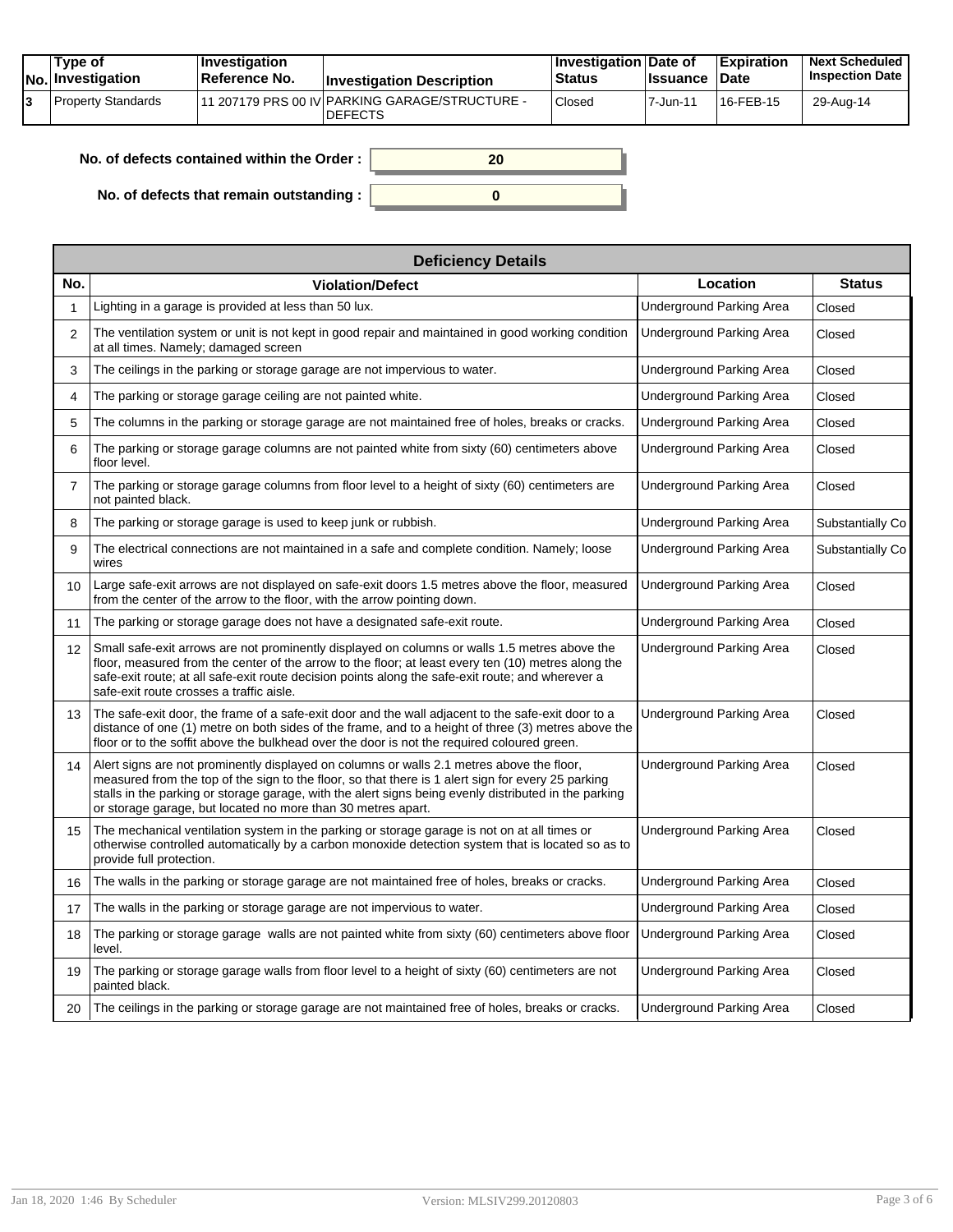| No. | Type of Investigation | Investigation Reference No. | Investigation Description | Investigation Status | Date of Issuance | Expiration Date | Next Scheduled Inspection Date |
|---|---|---|---|---|---|---|---|
| 3 | Property Standards | 11 207179 PRS 00 IV | PARKING GARAGE/STRUCTURE - DEFECTS | Closed | 7-Jun-11 | 16-FEB-15 | 29-Aug-14 |

**No. of defects contained within the Order :** 20

**No. of defects that remain outstanding :** 0

| Deficiency Details | | | |
|---|---|---|---|
| **No.** | **Violation/Defect** | **Location** | **Status** |
| 1 | Lighting in a garage is provided at less than 50 lux. | Underground Parking Area | Closed |
| 2 | The ventilation system or unit is not kept in good repair and maintained in good working condition at all times. Namely; damaged screen | Underground Parking Area | Closed |
| 3 | The ceilings in the parking or storage garage are not impervious to water. | Underground Parking Area | Closed |
| 4 | The parking or storage garage ceiling are not painted white. | Underground Parking Area | Closed |
| 5 | The columns in the parking or storage garage are not maintained free of holes, breaks or cracks. | Underground Parking Area | Closed |
| 6 | The parking or storage garage columns are not painted white from sixty (60) centimeters above floor level. | Underground Parking Area | Closed |
| 7 | The parking or storage garage columns from floor level to a height of sixty (60) centimeters are not painted black. | Underground Parking Area | Closed |
| 8 | The parking or storage garage is used to keep junk or rubbish. | Underground Parking Area | Substantially Co |
| 9 | The electrical connections are not maintained in a safe and complete condition. Namely; loose wires | Underground Parking Area | Substantially Co |
| 10 | Large safe-exit arrows are not displayed on safe-exit doors 1.5 metres above the floor, measured from the center of the arrow to the floor, with the arrow pointing down. | Underground Parking Area | Closed |
| 11 | The parking or storage garage does not have a designated safe-exit route. | Underground Parking Area | Closed |
| 12 | Small safe-exit arrows are not prominently displayed on columns or walls 1.5 metres above the floor, measured from the center of the arrow to the floor; at least every ten (10) metres along the safe-exit route; at all safe-exit route decision points along the safe-exit route; and wherever a safe-exit route crosses a traffic aisle. | Underground Parking Area | Closed |
| 13 | The safe-exit door, the frame of a safe-exit door and the wall adjacent to the safe-exit door to a distance of one (1) metre on both sides of the frame, and to a height of three (3) metres above the floor or to the soffit above the bulkhead over the door is not the required coloured green. | Underground Parking Area | Closed |
| 14 | Alert signs are not prominently displayed on columns or walls 2.1 metres above the floor, measured from the top of the sign to the floor, so that there is 1 alert sign for every 25 parking stalls in the parking or storage garage, with the alert signs being evenly distributed in the parking or storage garage, but located no more than 30 metres apart. | Underground Parking Area | Closed |
| 15 | The mechanical ventilation system in the parking or storage garage is not on at all times or otherwise controlled automatically by a carbon monoxide detection system that is located so as to provide full protection. | Underground Parking Area | Closed |
| 16 | The walls in the parking or storage garage are not maintained free of holes, breaks or cracks. | Underground Parking Area | Closed |
| 17 | The walls in the parking or storage garage are not impervious to water. | Underground Parking Area | Closed |
| 18 | The parking or storage garage walls are not painted white from sixty (60) centimeters above floor level. | Underground Parking Area | Closed |
| 19 | The parking or storage garage walls from floor level to a height of sixty (60) centimeters are not painted black. | Underground Parking Area | Closed |
| 20 | The ceilings in the parking or storage garage are not maintained free of holes, breaks or cracks. | Underground Parking Area | Closed |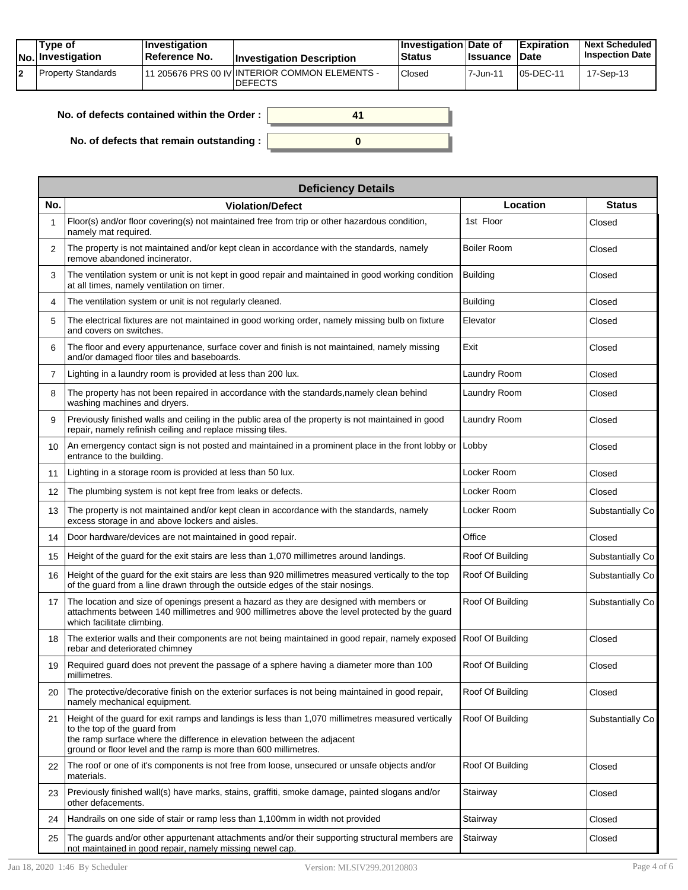| No. | Type of Investigation | Investigation Reference No. | Investigation Description | Investigation Status | Date of Issuance | Expiration Date | Next Scheduled Inspection Date |
|---|---|---|---|---|---|---|---|
| 2 | Property Standards | 11 205676 PRS 00 IV | INTERIOR COMMON ELEMENTS - DEFECTS | Closed | 7-Jun-11 | 05-DEC-11 | 17-Sep-13 |

**No. of defects contained within the Order :** 41

**No. of defects that remain outstanding :** 0

| Deficiency Details | | | |
|---|---|---|---|
| **No.** | **Violation/Defect** | **Location** | **Status** |
| 1 | Floor(s) and/or floor covering(s) not maintained free from trip or other hazardous condition, namely mat required. | 1st Floor | Closed |
| 2 | The property is not maintained and/or kept clean in accordance with the standards, namely remove abandoned incinerator. | Boiler Room | Closed |
| 3 | The ventilation system or unit is not kept in good repair and maintained in good working condition at all times, namely ventilation on timer. | Building | Closed |
| 4 | The ventilation system or unit is not regularly cleaned. | Building | Closed |
| 5 | The electrical fixtures are not maintained in good working order, namely missing bulb on fixture and covers on switches. | Elevator | Closed |
| 6 | The floor and every appurtenance, surface cover and finish is not maintained, namely missing and/or damaged floor tiles and baseboards. | Exit | Closed |
| 7 | Lighting in a laundry room is provided at less than 200 lux. | Laundry Room | Closed |
| 8 | The property has not been repaired in accordance with the standards,namely clean behind washing machines and dryers. | Laundry Room | Closed |
| 9 | Previously finished walls and ceiling in the public area of the property is not maintained in good repair, namely refinish ceiling and replace missing tiles. | Laundry Room | Closed |
| 10 | An emergency contact sign is not posted and maintained in a prominent place in the front lobby or entrance to the building. | Lobby | Closed |
| 11 | Lighting in a storage room is provided at less than 50 lux. | Locker Room | Closed |
| 12 | The plumbing system is not kept free from leaks or defects. | Locker Room | Closed |
| 13 | The property is not maintained and/or kept clean in accordance with the standards, namely excess storage in and above lockers and aisles. | Locker Room | Substantially Co |
| 14 | Door hardware/devices are not maintained in good repair. | Office | Closed |
| 15 | Height of the guard for the exit stairs are less than 1,070 millimetres around landings. | Roof Of Building | Substantially Co |
| 16 | Height of the guard for the exit stairs are less than 920 millimetres measured vertically to the top of the guard from a line drawn through the outside edges of the stair nosings. | Roof Of Building | Substantially Co |
| 17 | The location and size of openings present a hazard as they are designed with members or attachments between 140 millimetres and 900 millimetres above the level protected by the guard which facilitate climbing. | Roof Of Building | Substantially Co |
| 18 | The exterior walls and their components are not being maintained in good repair, namely exposed rebar and deteriorated chimney | Roof Of Building | Closed |
| 19 | Required guard does not prevent the passage of a sphere having a diameter more than 100 millimetres. | Roof Of Building | Closed |
| 20 | The protective/decorative finish on the exterior surfaces is not being maintained in good repair, namely mechanical equipment. | Roof Of Building | Closed |
| 21 | Height of the guard for exit ramps and landings is less than 1,070 millimetres measured vertically to the top of the guard from the ramp surface where the difference in elevation between the adjacent ground or floor level and the ramp is more than 600 millimetres. | Roof Of Building | Substantially Co |
| 22 | The roof or one of it's components is not free from loose, unsecured or unsafe objects and/or materials. | Roof Of Building | Closed |
| 23 | Previously finished wall(s) have marks, stains, graffiti, smoke damage, painted slogans and/or other defacements. | Stairway | Closed |
| 24 | Handrails on one side of stair or ramp less than 1,100mm in width not provided | Stairway | Closed |
| 25 | The guards and/or other appurtenant attachments and/or their supporting structural members are not maintained in good repair, namely missing newel cap. | Stairway | Closed |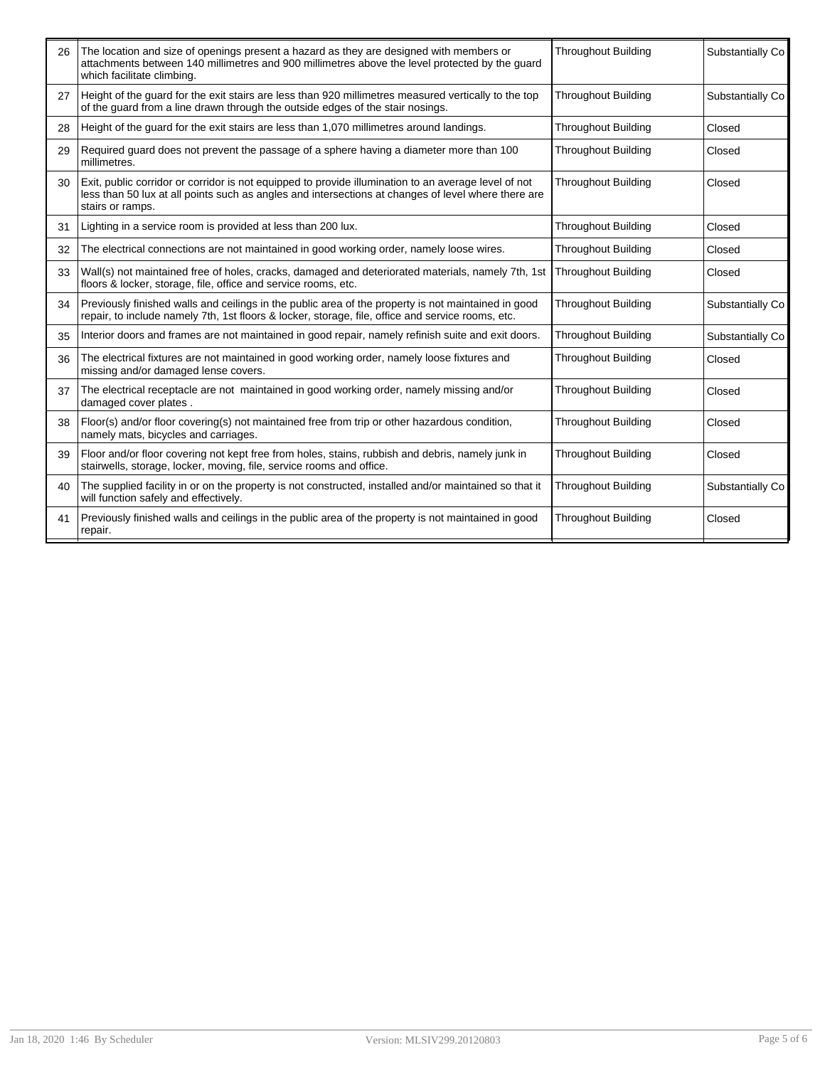| | | | |
|---|---|---|---|
| 26 | The location and size of openings present a hazard as they are designed with members or attachments between 140 millimetres and 900 millimetres above the level protected by the guard which facilitate climbing. | Throughout Building | Substantially Co |
| 27 | Height of the guard for the exit stairs are less than 920 millimetres measured vertically to the top of the guard from a line drawn through the outside edges of the stair nosings. | Throughout Building | Substantially Co |
| 28 | Height of the guard for the exit stairs are less than 1,070 millimetres around landings. | Throughout Building | Closed |
| 29 | Required guard does not prevent the passage of a sphere having a diameter more than 100 millimetres. | Throughout Building | Closed |
| 30 | Exit, public corridor or corridor is not equipped to provide illumination to an average level of not less than 50 lux at all points such as angles and intersections at changes of level where there are stairs or ramps. | Throughout Building | Closed |
| 31 | Lighting in a service room is provided at less than 200 lux. | Throughout Building | Closed |
| 32 | The electrical connections are not maintained in good working order, namely loose wires. | Throughout Building | Closed |
| 33 | Wall(s) not maintained free of holes, cracks, damaged and deteriorated materials, namely 7th, 1st floors & locker, storage, file, office and service rooms, etc. | Throughout Building | Closed |
| 34 | Previously finished walls and ceilings in the public area of the property is not maintained in good repair, to include namely 7th, 1st floors & locker, storage, file, office and service rooms, etc. | Throughout Building | Substantially Co |
| 35 | Interior doors and frames are not maintained in good repair, namely refinish suite and exit doors. | Throughout Building | Substantially Co |
| 36 | The electrical fixtures are not maintained in good working order, namely loose fixtures and missing and/or damaged lense covers. | Throughout Building | Closed |
| 37 | The electrical receptacle are not maintained in good working order, namely missing and/or damaged cover plates . | Throughout Building | Closed |
| 38 | Floor(s) and/or floor covering(s) not maintained free from trip or other hazardous condition, namely mats, bicycles and carriages. | Throughout Building | Closed |
| 39 | Floor and/or floor covering not kept free from holes, stains, rubbish and debris, namely junk in stairwells, storage, locker, moving, file, service rooms and office. | Throughout Building | Closed |
| 40 | The supplied facility in or on the property is not constructed, installed and/or maintained so that it will function safely and effectively. | Throughout Building | Substantially Co |
| 41 | Previously finished walls and ceilings in the public area of the property is not maintained in good repair. | Throughout Building | Closed |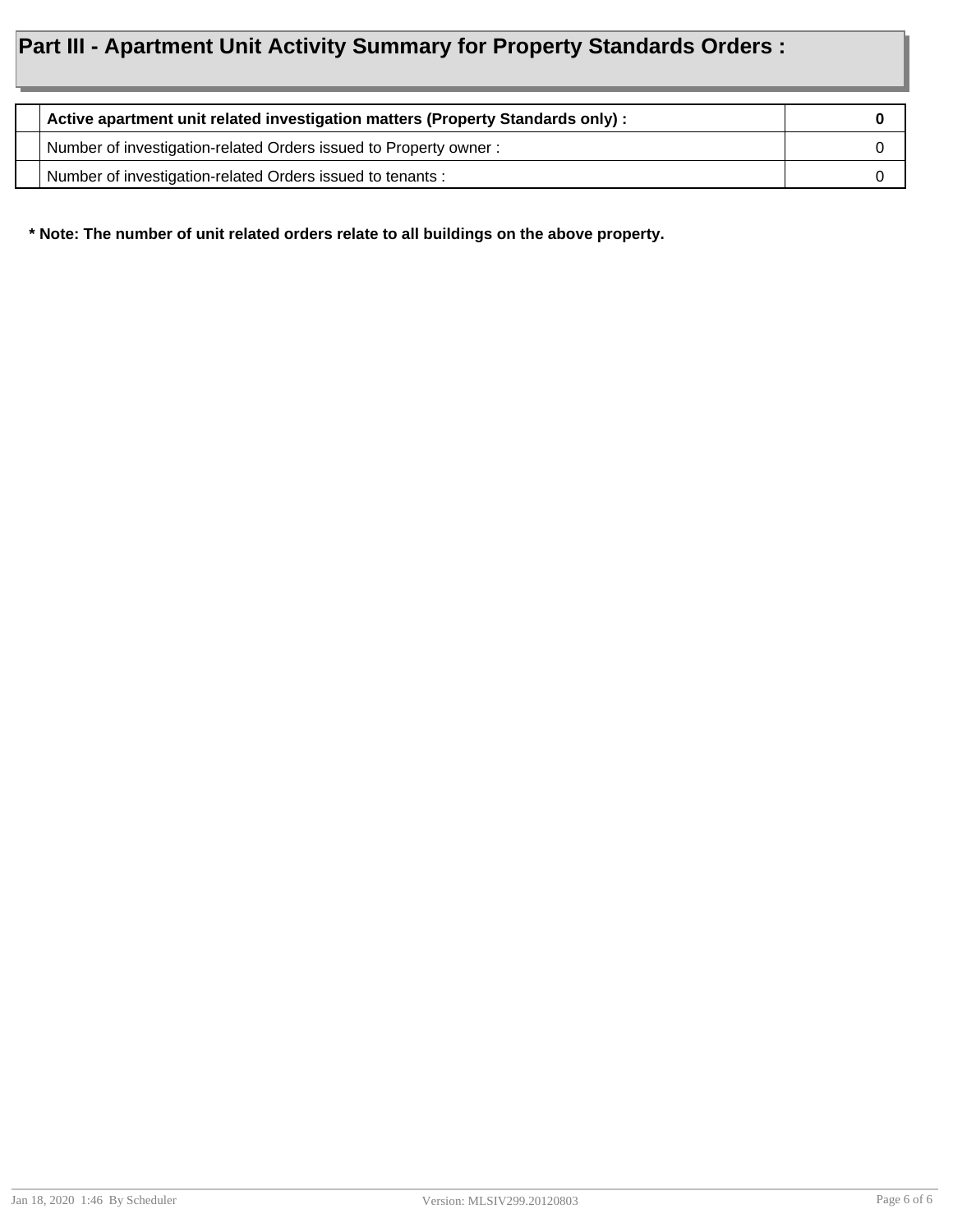# Part III - Apartment Unit Activity Summary for Property Standards Orders :

| | | |
|---|---|---|
| | **Active apartment unit related investigation matters (Property Standards only) :** | **0** |
| | Number of investigation-related Orders issued to Property owner : | 0 |
| | Number of investigation-related Orders issued to tenants : | 0 |

**\* Note: The number of unit related orders relate to all buildings on the above property.**